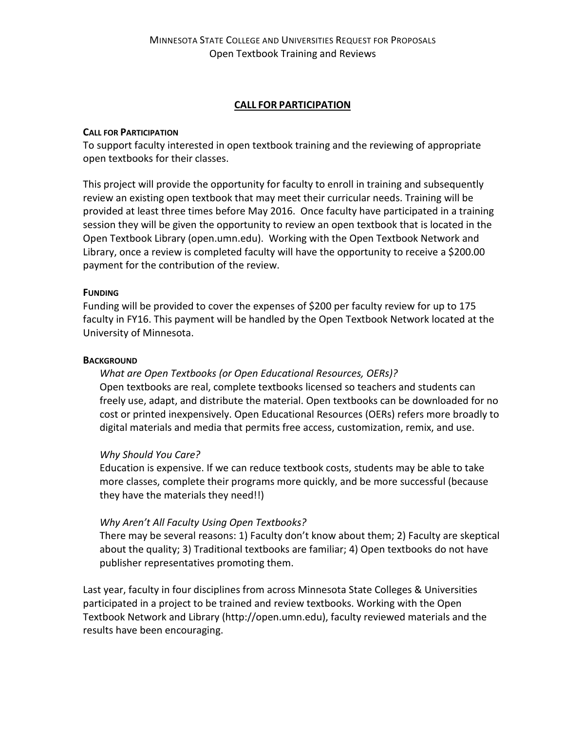# Minnesota State College and Universities Request for Proposals
## Open Textbook Training and Reviews

## **CALL FOR PARTICIPATION**

### CALL FOR PARTICIPATION

To support faculty interested in open textbook training and the reviewing of appropriate open textbooks for their classes.

This project will provide the opportunity for faculty to enroll in training and subsequently review an existing open textbook that may meet their curricular needs. Training will be provided at least three times before May 2016. Once faculty have participated in a training session they will be given the opportunity to review an open textbook that is located in the Open Textbook Library (open.umn.edu). Working with the Open Textbook Network and Library, once a review is completed faculty will have the opportunity to receive a $200.00 payment for the contribution of the review.

### FUNDING

Funding will be provided to cover the expenses of $200 per faculty review for up to 175 faculty in FY16. This payment will be handled by the Open Textbook Network located at the University of Minnesota.

### BACKGROUND

*What are Open Textbooks (or Open Educational Resources, OERs)?*

Open textbooks are real, complete textbooks licensed so teachers and students can freely use, adapt, and distribute the material. Open textbooks can be downloaded for no cost or printed inexpensively. Open Educational Resources (OERs) refers more broadly to digital materials and media that permits free access, customization, remix, and use.

*Why Should You Care?*

Education is expensive. If we can reduce textbook costs, students may be able to take more classes, complete their programs more quickly, and be more successful (because they have the materials they need!!)

*Why Aren't All Faculty Using Open Textbooks?*

There may be several reasons: 1) Faculty don't know about them; 2) Faculty are skeptical about the quality; 3) Traditional textbooks are familiar; 4) Open textbooks do not have publisher representatives promoting them.

Last year, faculty in four disciplines from across Minnesota State Colleges & Universities participated in a project to be trained and review textbooks. Working with the Open Textbook Network and Library (http://open.umn.edu), faculty reviewed materials and the results have been encouraging.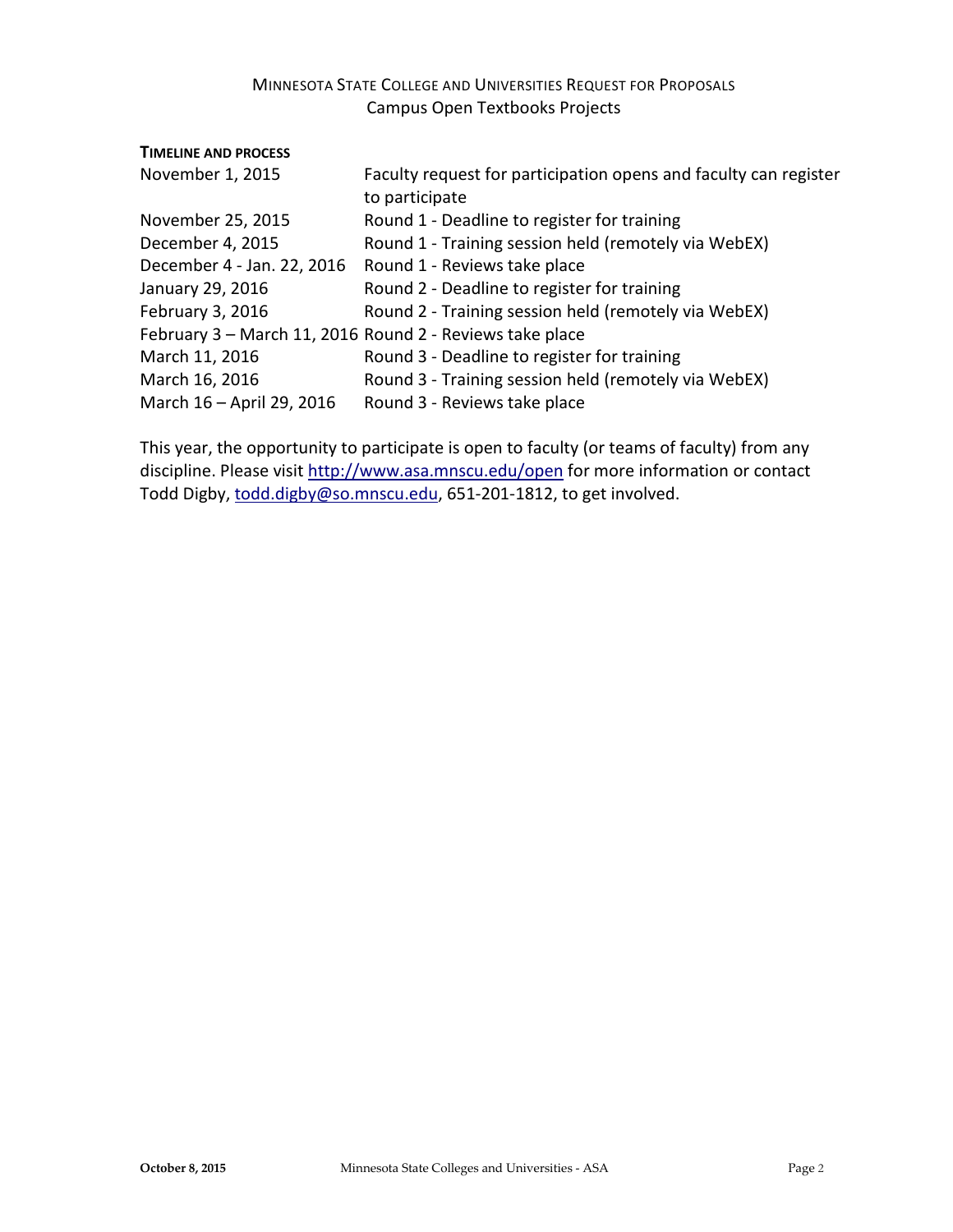**Timeline and Process**

| | |
|---|---|
| November 1, 2015 | Faculty request for participation opens and faculty can register to participate |
| November 25, 2015 | Round 1 - Deadline to register for training |
| December 4, 2015 | Round 1 - Training session held (remotely via WebEX) |
| December 4 - Jan. 22, 2016 | Round 1 - Reviews take place |
| January 29, 2016 | Round 2 - Deadline to register for training |
| February 3, 2016 | Round 2 - Training session held (remotely via WebEX) |
| February 3 – March 11, 2016 | Round 2 - Reviews take place |
| March 11, 2016 | Round 3 - Deadline to register for training |
| March 16, 2016 | Round 3 - Training session held (remotely via WebEX) |
| March 16 – April 29, 2016 | Round 3 - Reviews take place |

This year, the opportunity to participate is open to faculty (or teams of faculty) from any discipline. Please visit http://www.asa.mnscu.edu/open for more information or contact Todd Digby, todd.digby@so.mnscu.edu, 651-201-1812, to get involved.